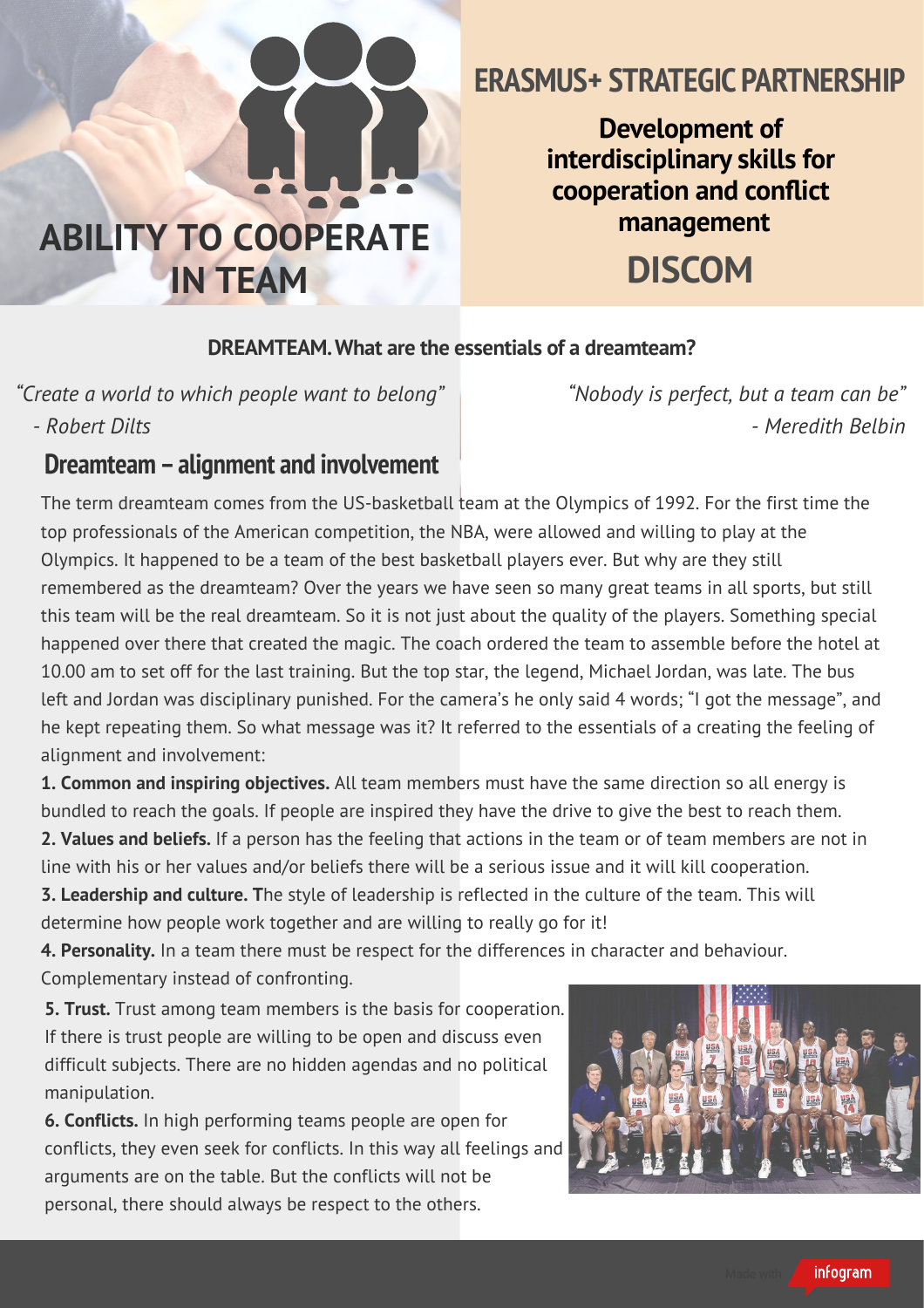# ABILITY TO COOPERATE IN TEAM

## ERASMUS+ STRATEGIC PARTNERSHIP

**Development of interdisciplinary skills for cooperation and conflict management**

**DISCOM**

### DREAMTEAM. What are the essentials of a dreamteam?

*"Create a world to which people want to belong"*
*- Robert Dilts*

*"Nobody is perfect, but a team can be"*
*- Meredith Belbin*

## Dreamteam – alignment and involvement

The term dreamteam comes from the US-basketball team at the Olympics of 1992. For the first time the top professionals of the American competition, the NBA, were allowed and willing to play at the Olympics. It happened to be a team of the best basketball players ever. But why are they still remembered as the dreamteam? Over the years we have seen so many great teams in all sports, but still this team will be the real dreamteam. So it is not just about the quality of the players. Something special happened over there that created the magic. The coach ordered the team to assemble before the hotel at 10.00 am to set off for the last training. But the top star, the legend, Michael Jordan, was late. The bus left and Jordan was disciplinary punished. For the camera's he only said 4 words; "I got the message", and he kept repeating them. So what message was it? It referred to the essentials of a creating the feeling of alignment and involvement:

**1. Common and inspiring objectives.** All team members must have the same direction so all energy is bundled to reach the goals. If people are inspired they have the drive to give the best to reach them.

**2. Values and beliefs.** If a person has the feeling that actions in the team or of team members are not in line with his or her values and/or beliefs there will be a serious issue and it will kill cooperation.

**3. Leadership and culture. T**he style of leadership is reflected in the culture of the team. This will determine how people work together and are willing to really go for it!

**4. Personality.** In a team there must be respect for the differences in character and behaviour. Complementary instead of confronting.

**5. Trust.** Trust among team members is the basis for cooperation. If there is trust people are willing to be open and discuss even difficult subjects. There are no hidden agendas and no political manipulation.

**6. Conflicts.** In high performing teams people are open for conflicts, they even seek for conflicts. In this way all feelings and arguments are on the table. But the conflicts will not be personal, there should always be respect to the others.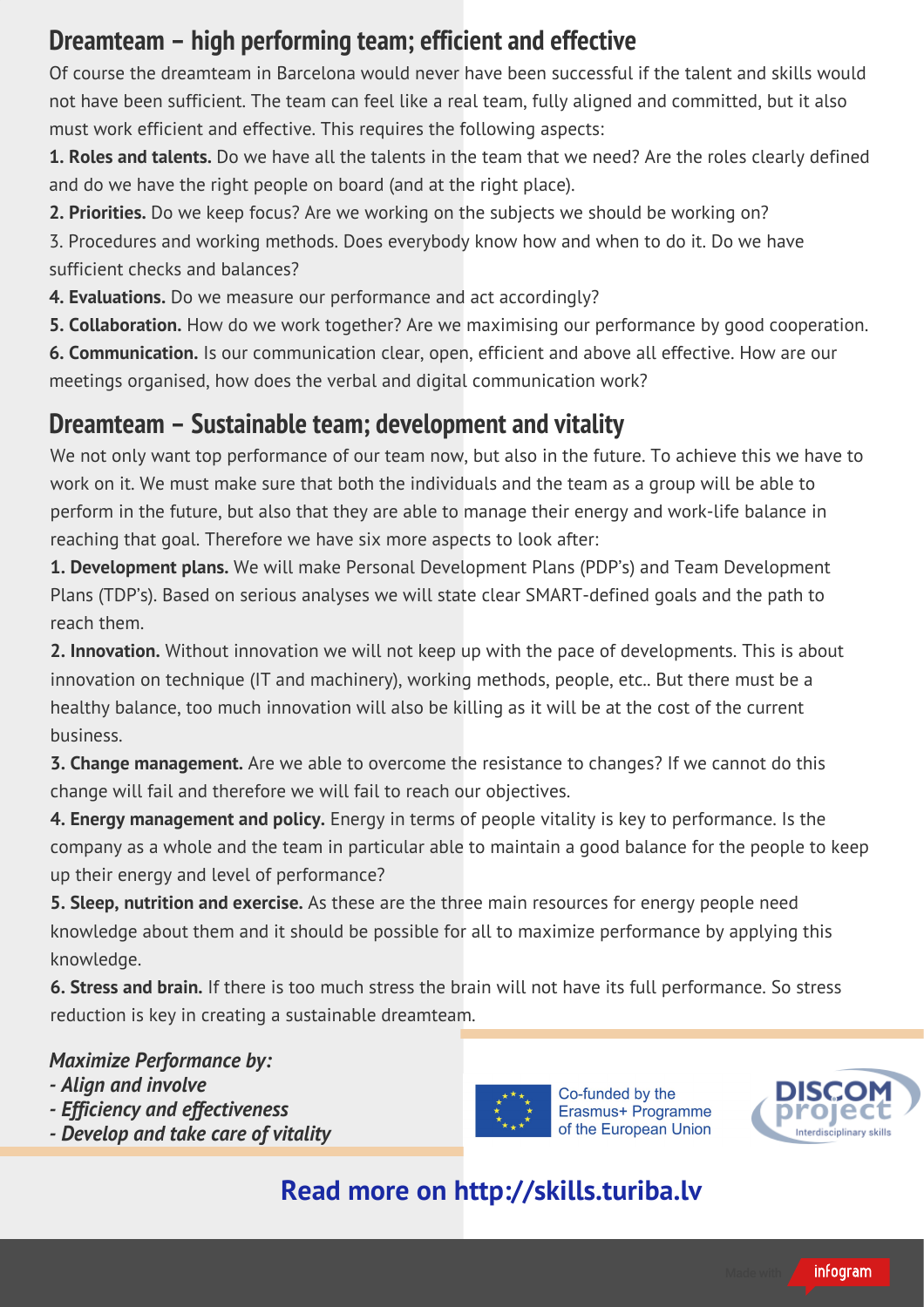## Dreamteam – high performing team; efficient and effective

Of course the dreamteam in Barcelona would never have been successful if the talent and skills would not have been sufficient. The team can feel like a real team, fully aligned and committed, but it also must work efficient and effective. This requires the following aspects:

**1. Roles and talents.** Do we have all the talents in the team that we need? Are the roles clearly defined and do we have the right people on board (and at the right place).

**2. Priorities.** Do we keep focus? Are we working on the subjects we should be working on?

3. Procedures and working methods. Does everybody know how and when to do it. Do we have sufficient checks and balances?

**4. Evaluations.** Do we measure our performance and act accordingly?

**5. Collaboration.** How do we work together? Are we maximising our performance by good cooperation.

**6. Communication.** Is our communication clear, open, efficient and above all effective. How are our meetings organised, how does the verbal and digital communication work?

## Dreamteam – Sustainable team; development and vitality

We not only want top performance of our team now, but also in the future. To achieve this we have to work on it. We must make sure that both the individuals and the team as a group will be able to perform in the future, but also that they are able to manage their energy and work-life balance in reaching that goal. Therefore we have six more aspects to look after:

**1. Development plans.** We will make Personal Development Plans (PDP's) and Team Development Plans (TDP's). Based on serious analyses we will state clear SMART-defined goals and the path to reach them.

**2. Innovation.** Without innovation we will not keep up with the pace of developments. This is about innovation on technique (IT and machinery), working methods, people, etc.. But there must be a healthy balance, too much innovation will also be killing as it will be at the cost of the current business.

**3. Change management.** Are we able to overcome the resistance to changes? If we cannot do this change will fail and therefore we will fail to reach our objectives.

**4. Energy management and policy.** Energy in terms of people vitality is key to performance. Is the company as a whole and the team in particular able to maintain a good balance for the people to keep up their energy and level of performance?

**5. Sleep, nutrition and exercise.** As these are the three main resources for energy people need knowledge about them and it should be possible for all to maximize performance by applying this knowledge.

**6. Stress and brain.** If there is too much stress the brain will not have its full performance. So stress reduction is key in creating a sustainable dreamteam.

***Maximize Performance by:***
***- Align and involve***
***- Efficiency and effectiveness***
***- Develop and take care of vitality***

Co-funded by the Erasmus+ Programme of the European Union

DISCOM project Interdisciplinary skills

**Read more on http://skills.turiba.lv**